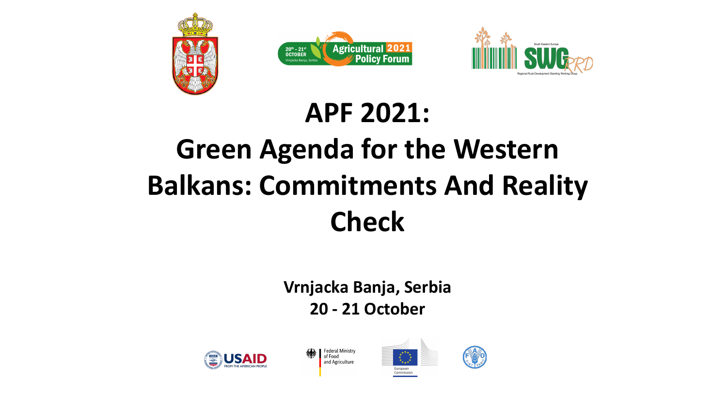# APF 2021: Green Agenda for the Western Balkans: Commitments And Reality Check

**Vrnjacka Banja, Serbia**

**20 - 21 October**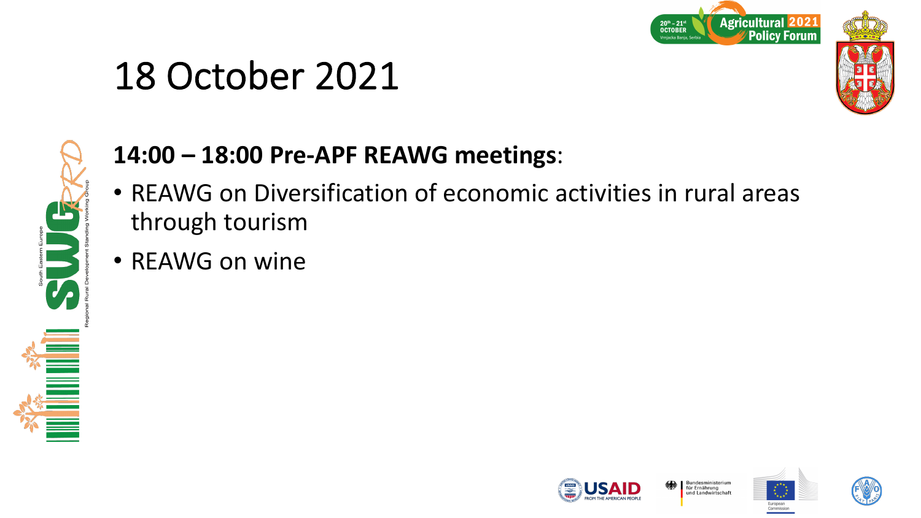# 18 October 2021

**14:00 – 18:00 Pre-APF REAWG meetings**:

- REAWG on Diversification of economic activities in rural areas through tourism
- REAWG on wine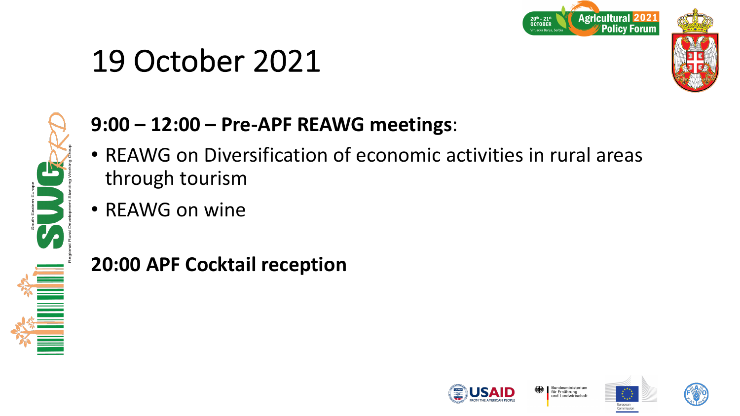# 19 October 2021

**9:00 – 12:00 – Pre-APF REAWG meetings**:

- REAWG on Diversification of economic activities in rural areas through tourism
- REAWG on wine

**20:00 APF Cocktail reception**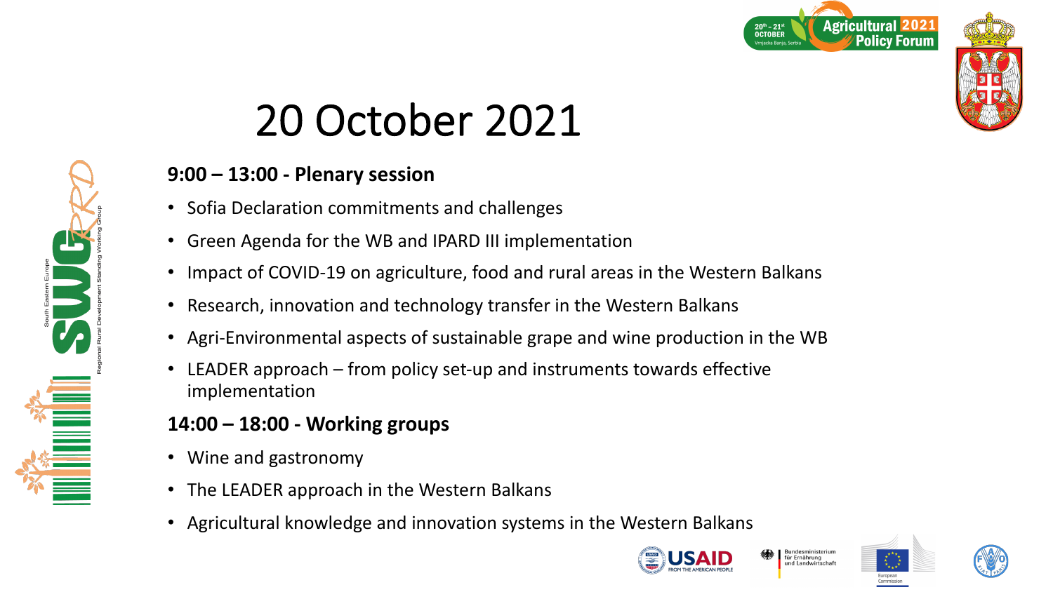# 20 October 2021

**9:00 – 13:00 - Plenary session**

- Sofia Declaration commitments and challenges
- Green Agenda for the WB and IPARD III implementation
- Impact of COVID-19 on agriculture, food and rural areas in the Western Balkans
- Research, innovation and technology transfer in the Western Balkans
- Agri-Environmental aspects of sustainable grape and wine production in the WB
- LEADER approach – from policy set-up and instruments towards effective implementation

**14:00 – 18:00 - Working groups**

- Wine and gastronomy
- The LEADER approach in the Western Balkans
- Agricultural knowledge and innovation systems in the Western Balkans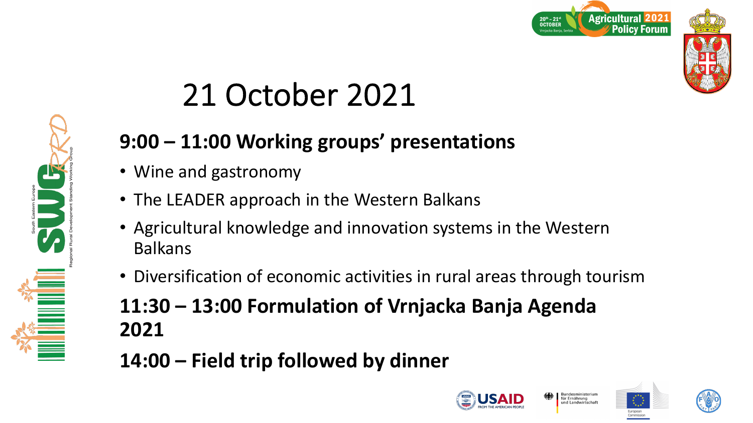# 21 October 2021

## 9:00 – 11:00 Working groups' presentations

- Wine and gastronomy
- The LEADER approach in the Western Balkans
- Agricultural knowledge and innovation systems in the Western Balkans
- Diversification of economic activities in rural areas through tourism

## 11:30 – 13:00 Formulation of Vrnjacka Banja Agenda 2021

## 14:00 – Field trip followed by dinner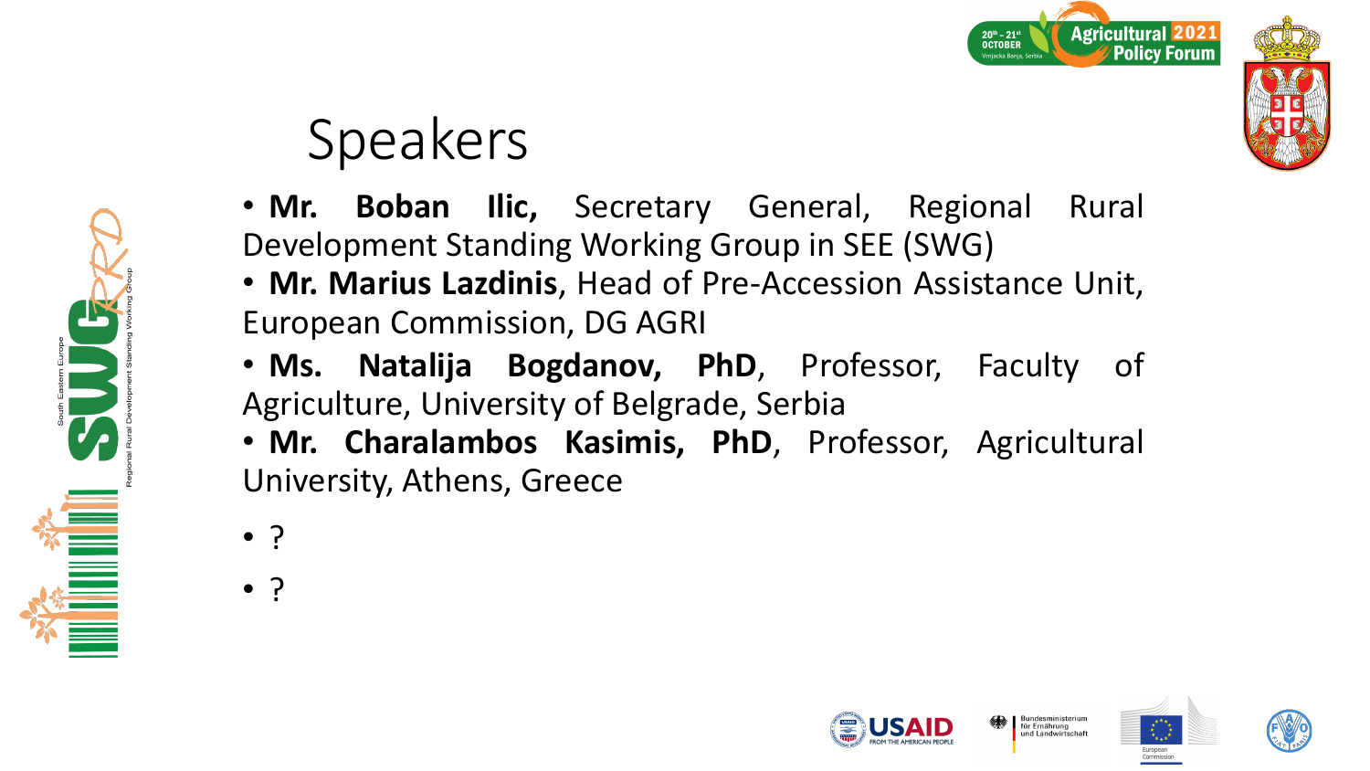# Speakers

- **Mr. Boban Ilic,** Secretary General, Regional Rural Development Standing Working Group in SEE (SWG)
- **Mr. Marius Lazdinis**, Head of Pre-Accession Assistance Unit, European Commission, DG AGRI
- **Ms. Natalija Bogdanov, PhD**, Professor, Faculty of Agriculture, University of Belgrade, Serbia
- **Mr. Charalambos Kasimis, PhD**, Professor, Agricultural University, Athens, Greece
- ?
- ?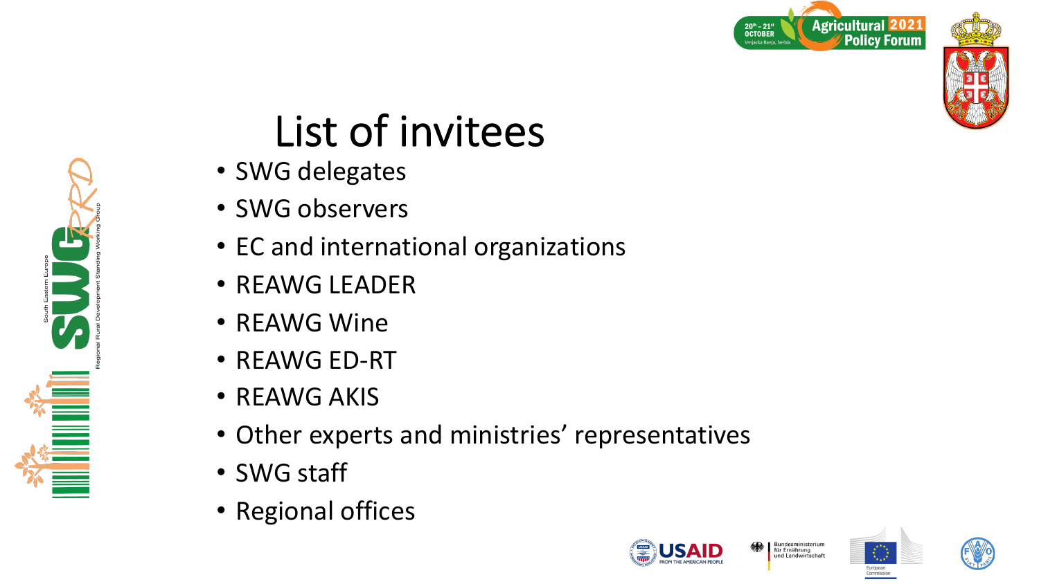# List of invitees

- SWG delegates
- SWG observers
- EC and international organizations
- REAWG LEADER
- REAWG Wine
- REAWG ED-RT
- REAWG AKIS
- Other experts and ministries' representatives
- SWG staff
- Regional offices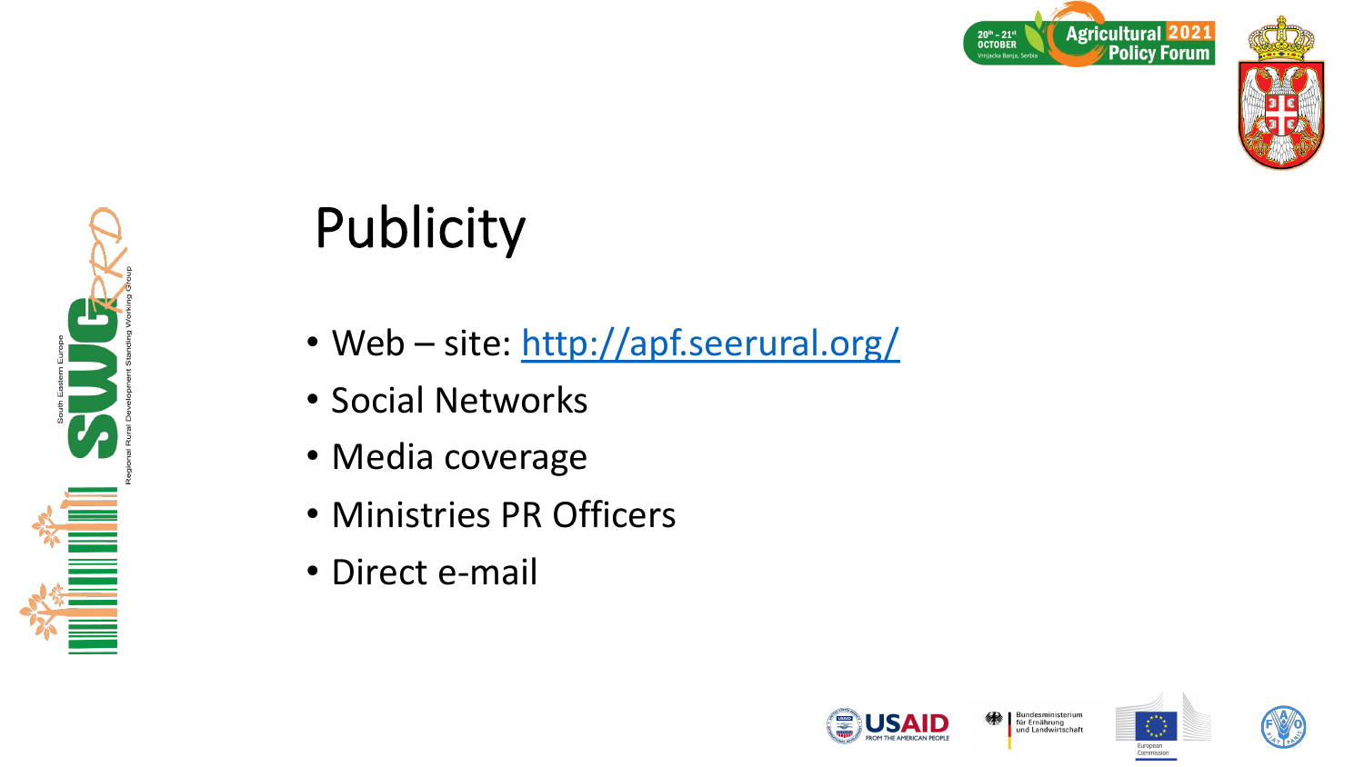# Publicity

- Web – site: [http://apf.seerural.org/](http://apf.seerural.org/)
- Social Networks
- Media coverage
- Ministries PR Officers
- Direct e-mail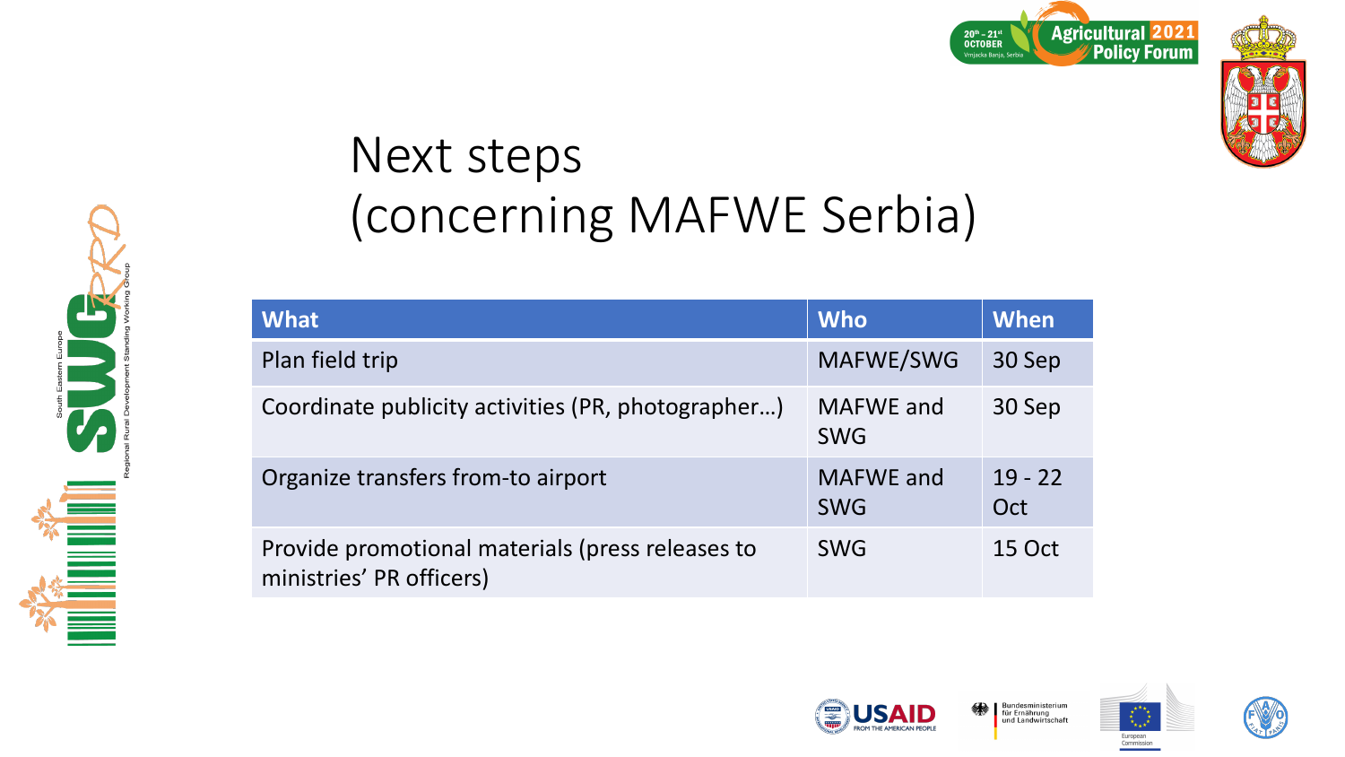# Next steps (concerning MAFWE Serbia)

| What | Who | When |
| --- | --- | --- |
| Plan field trip | MAFWE/SWG | 30 Sep |
| Coordinate publicity activities (PR, photographer…) | MAFWE and SWG | 30 Sep |
| Organize transfers from-to airport | MAFWE and SWG | 19 - 22 Oct |
| Provide promotional materials (press releases to ministries' PR officers) | SWG | 15 Oct |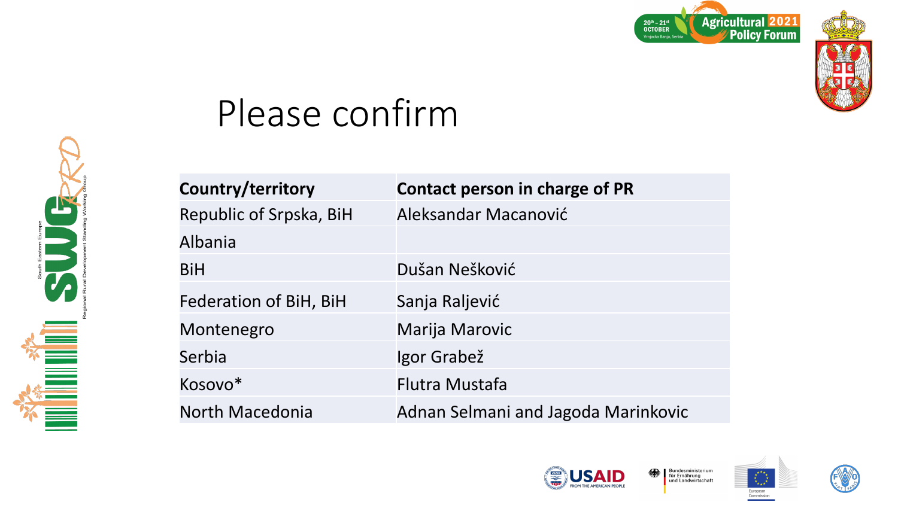# Please confirm

| Country/territory | Contact person in charge of PR |
| --- | --- |
| Republic of Srpska, BiH | Aleksandar Macanović |
| Albania | |
| BiH | Dušan Nešković |
| Federation of BiH, BiH | Sanja Raljević |
| Montenegro | Marija Marovic |
| Serbia | Igor Grabež |
| Kosovo* | Flutra Mustafa |
| North Macedonia | Adnan Selmani and Jagoda Marinkovic |